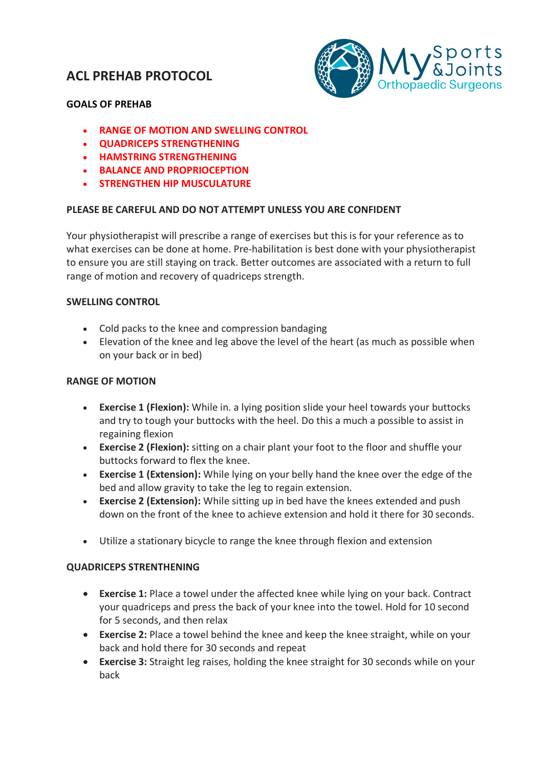# ACL PREHAB PROTOCOL

## GOALS OF PREHAB

- RANGE OF MOTION AND SWELLING CONTROL
- QUADRICEPS STRENGTHENING
- HAMSTRING STRENGTHENING
- BALANCE AND PROPRIOCEPTION
- STRENGTHEN HIP MUSCULATURE

**PLEASE BE CAREFUL AND DO NOT ATTEMPT UNLESS YOU ARE CONFIDENT**

Your physiotherapist will prescribe a range of exercises but this is for your reference as to what exercises can be done at home. Pre-habilitation is best done with your physiotherapist to ensure you are still staying on track. Better outcomes are associated with a return to full range of motion and recovery of quadriceps strength.

## SWELLING CONTROL

- Cold packs to the knee and compression bandaging
- Elevation of the knee and leg above the level of the heart (as much as possible when on your back or in bed)

## RANGE OF MOTION

- **Exercise 1 (Flexion):** While in. a lying position slide your heel towards your buttocks and try to tough your buttocks with the heel. Do this a much a possible to assist in regaining flexion
- **Exercise 2 (Flexion):** sitting on a chair plant your foot to the floor and shuffle your buttocks forward to flex the knee.
- **Exercise 1 (Extension):** While lying on your belly hand the knee over the edge of the bed and allow gravity to take the leg to regain extension.
- **Exercise 2 (Extension):** While sitting up in bed have the knees extended and push down on the front of the knee to achieve extension and hold it there for 30 seconds.

- Utilize a stationary bicycle to range the knee through flexion and extension

## QUADRICEPS STRENTHENING

- **Exercise 1:** Place a towel under the affected knee while lying on your back. Contract your quadriceps and press the back of your knee into the towel. Hold for 10 second for 5 seconds, and then relax
- **Exercise 2:** Place a towel behind the knee and keep the knee straight, while on your back and hold there for 30 seconds and repeat
- **Exercise 3:** Straight leg raises, holding the knee straight for 30 seconds while on your back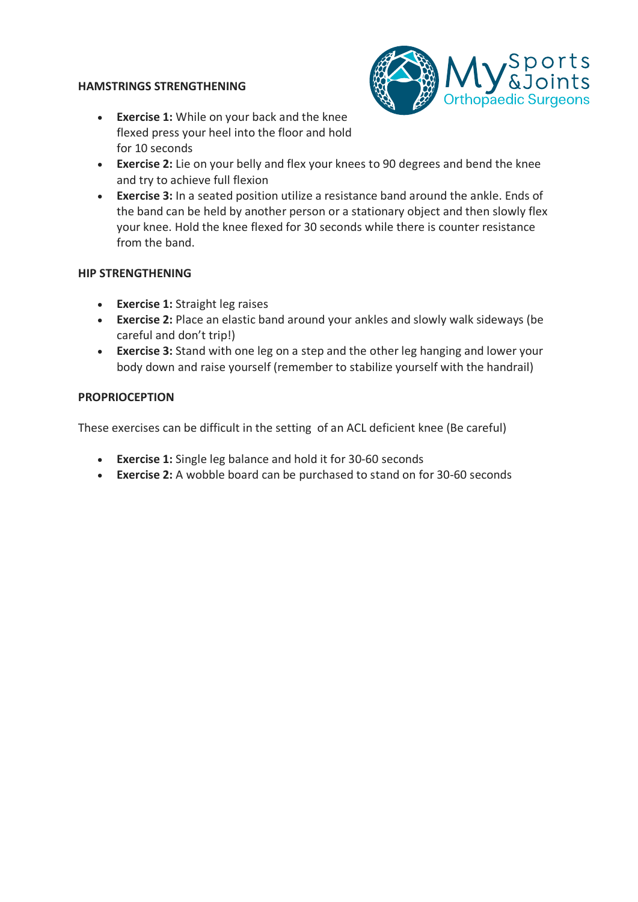**HAMSTRINGS STRENGTHENING**

- **Exercise 1:** While on your back and the knee flexed press your heel into the floor and hold for 10 seconds
- **Exercise 2:** Lie on your belly and flex your knees to 90 degrees and bend the knee and try to achieve full flexion
- **Exercise 3:** In a seated position utilize a resistance band around the ankle. Ends of the band can be held by another person or a stationary object and then slowly flex your knee. Hold the knee flexed for 30 seconds while there is counter resistance from the band.

**HIP STRENGTHENING**

- **Exercise 1:** Straight leg raises
- **Exercise 2:** Place an elastic band around your ankles and slowly walk sideways (be careful and don't trip!)
- **Exercise 3:** Stand with one leg on a step and the other leg hanging and lower your body down and raise yourself (remember to stabilize yourself with the handrail)

**PROPRIOCEPTION**

These exercises can be difficult in the setting of an ACL deficient knee (Be careful)

- **Exercise 1:** Single leg balance and hold it for 30-60 seconds
- **Exercise 2:** A wobble board can be purchased to stand on for 30-60 seconds